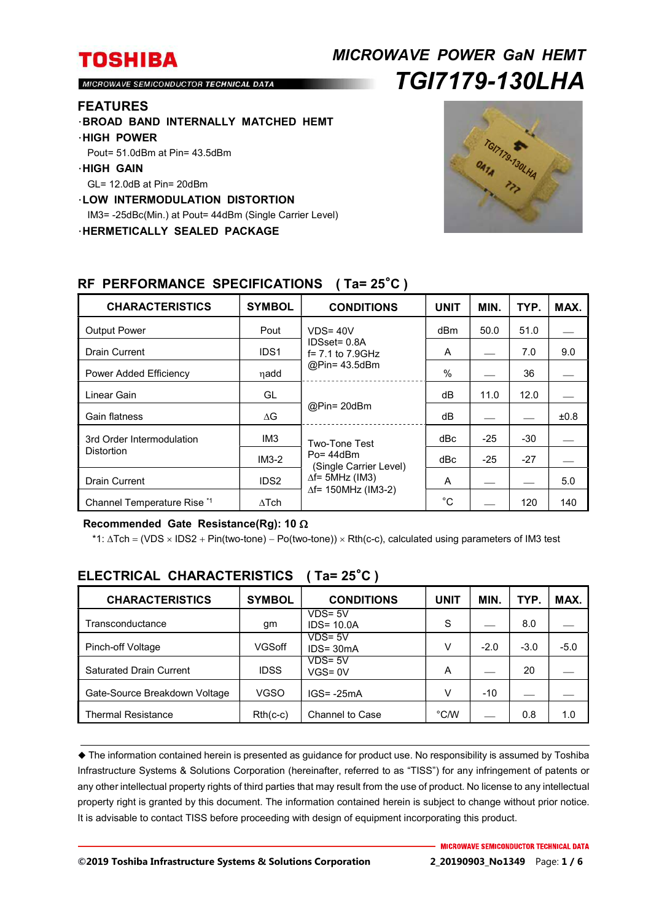# TOSHIBA

MICROWAVE SEMICONDUCTOR TECHNICAL DATA

## *MICROWAVE POWER GaN HEMT*
## *TGI7179-130LHA*

## FEATURES

- **BROAD BAND INTERNALLY MATCHED HEMT**
- **HIGH POWER**
  Pout= 51.0dBm at Pin= 43.5dBm
- **HIGH GAIN**
  GL= 12.0dB at Pin= 20dBm
- **LOW INTERMODULATION DISTORTION**
  IM3= -25dBc(Min.) at Pout= 44dBm (Single Carrier Level)
- **HERMETICALLY SEALED PACKAGE**

## RF PERFORMANCE SPECIFICATIONS ( Ta= 25˚C )

| CHARACTERISTICS | SYMBOL | CONDITIONS | UNIT | MIN. | TYP. | MAX. |
|---|---|---|---|---|---|---|
| Output Power | Pout | VDS= 40V<br>IDSset= 0.8A<br>f= 7.1 to 7.9GHz<br>@Pin= 43.5dBm | dBm | 50.0 | 51.0 | — |
| Drain Current | IDS1 | | A | — | 7.0 | 9.0 |
| Power Added Efficiency | ηadd | | % | — | 36 | — |
| Linear Gain | GL | @Pin= 20dBm | dB | 11.0 | 12.0 | — |
| Gain flatness | ΔG | | dB | — | — | ±0.8 |
| 3rd Order Intermodulation Distortion | IM3 | Two-Tone Test<br>Po= 44dBm<br>(Single Carrier Level)<br>Δf= 5MHz (IM3)<br>Δf= 150MHz (IM3-2) | dBc | -25 | -30 | — |
| | IM3-2 | | dBc | -25 | -27 | — |
| Drain Current | IDS2 | | A | — | — | 5.0 |
| Channel Temperature Rise [*1] | ΔTch | | ˚C | — | 120 | 140 |

**Recommended Gate Resistance(Rg): 10 Ω**

*1: ΔTch = (VDS × IDS2 + Pin(two-tone) − Po(two-tone)) × Rth(c-c), calculated using parameters of IM3 test

## ELECTRICAL CHARACTERISTICS ( Ta= 25˚C )

| CHARACTERISTICS | SYMBOL | CONDITIONS | UNIT | MIN. | TYP. | MAX. |
|---|---|---|---|---|---|---|
| Transconductance | gm | VDS= 5V<br>IDS= 10.0A | S | — | 8.0 | — |
| Pinch-off Voltage | VGSoff | VDS= 5V<br>IDS= 30mA | V | -2.0 | -3.0 | -5.0 |
| Saturated Drain Current | IDSS | VDS= 5V<br>VGS= 0V | A | — | 20 | — |
| Gate-Source Breakdown Voltage | VGSO | IGS= -25mA | V | -10 | — | — |
| Thermal Resistance | Rth(c-c) | Channel to Case | °C/W | — | 0.8 | 1.0 |

◆ The information contained herein is presented as guidance for product use. No responsibility is assumed by Toshiba Infrastructure Systems & Solutions Corporation (hereinafter, referred to as "TISS") for any infringement of patents or any other intellectual property rights of third parties that may result from the use of product. No license to any intellectual property right is granted by this document. The information contained herein is subject to change without prior notice. It is advisable to contact TISS before proceeding with design of equipment incorporating this product.

©2019 Toshiba Infrastructure Systems & Solutions Corporation 2_20190903_No1349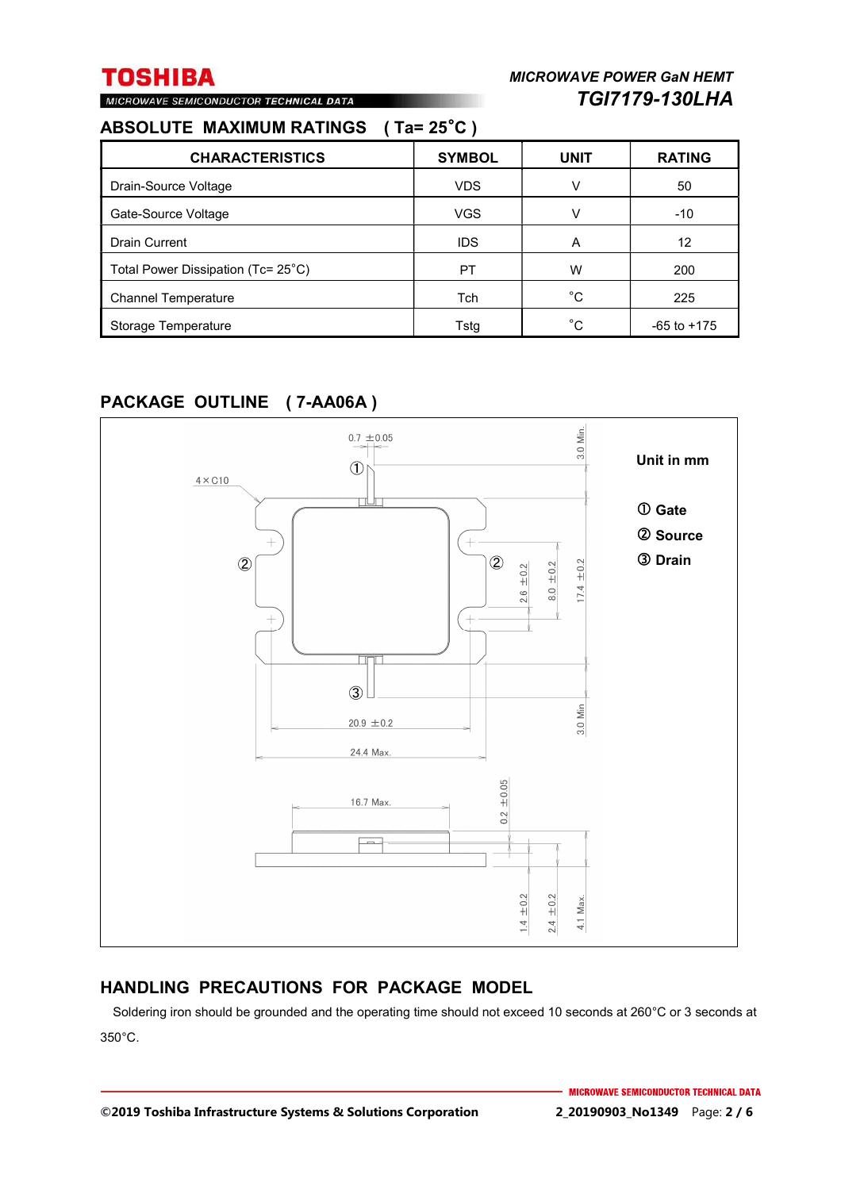## ABSOLUTE MAXIMUM RATINGS ( Ta= 25˚C )

| CHARACTERISTICS | SYMBOL | UNIT | RATING |
|---|---|---|---|
| Drain-Source Voltage | VDS | V | 50 |
| Gate-Source Voltage | VGS | V | -10 |
| Drain Current | IDS | A | 12 |
| Total Power Dissipation (Tc= 25˚C) | PT | W | 200 |
| Channel Temperature | Tch | ˚C | 225 |
| Storage Temperature | Tstg | ˚C | -65 to +175 |

## PACKAGE OUTLINE ( 7-AA06A )

Unit in mm

① Gate
② Source
③ Drain

0.7 ±0.05, 4×C10, 3.0 Min., 2.6 ±0.2, 8.0 ±0.2, 17.4 ±0.2, 3.0 Min, 20.9 ±0.2, 24.4 Max., 16.7 Max., 0.2 ±0.05, 1.4 ±0.2, 2.4 ±0.2, 4.1 Max.

## HANDLING PRECAUTIONS FOR PACKAGE MODEL

Soldering iron should be grounded and the operating time should not exceed 10 seconds at 260°C or 3 seconds at 350°C.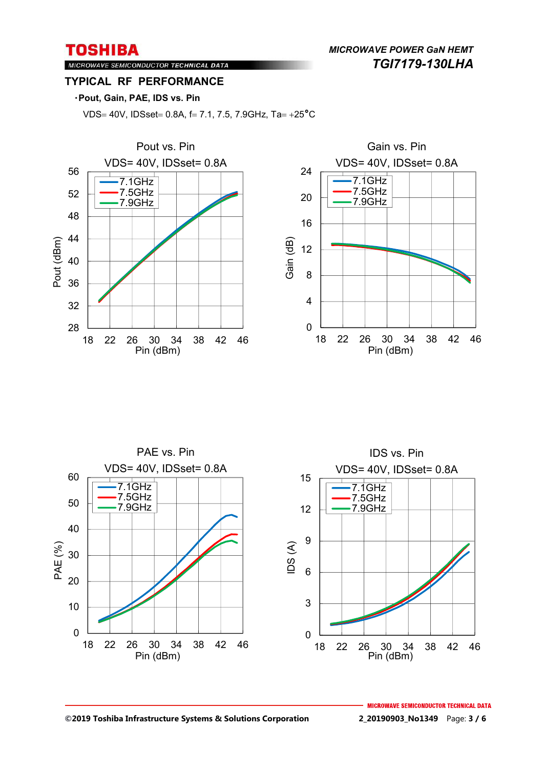## TYPICAL RF PERFORMANCE

・**Pout, Gain, PAE, IDS vs. Pin**

VDS= 40V, IDSset= 0.8A, f= 7.1, 7.5, 7.9GHz, Ta= +25°C

Pout vs. Pin
VDS= 40V, IDSset= 0.8A

Gain vs. Pin
VDS= 40V, IDSset= 0.8A

PAE vs. Pin
VDS= 40V, IDSset= 0.8A

IDS vs. Pin
VDS= 40V, IDSset= 0.8A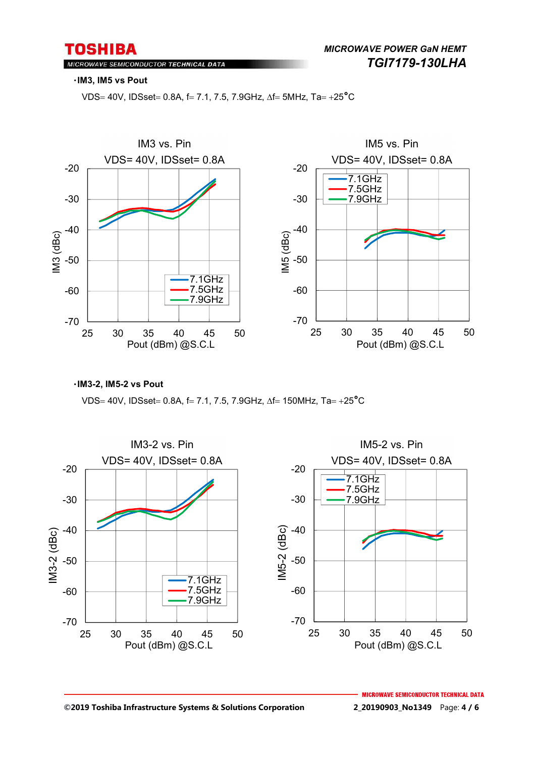·IM3, IM5 vs Pout

VDS= 40V, IDSset= 0.8A, f= 7.1, 7.5, 7.9GHz, Δf= 5MHz, Ta= +25°C

IM3 vs. Pin
VDS= 40V, IDSset= 0.8A

IM5 vs. Pin
VDS= 40V, IDSset= 0.8A

·IM3-2, IM5-2 vs Pout

VDS= 40V, IDSset= 0.8A, f= 7.1, 7.5, 7.9GHz, Δf= 150MHz, Ta= +25°C

IM3-2 vs. Pin
VDS= 40V, IDSset= 0.8A

IM5-2 vs. Pin
VDS= 40V, IDSset= 0.8A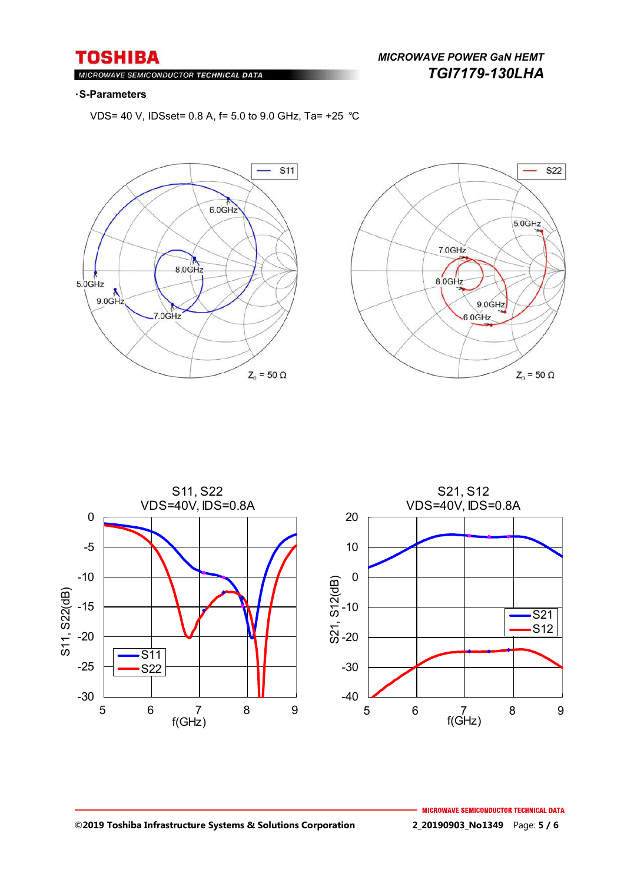### ・S-Parameters

VDS= 40 V, IDSset= 0.8 A, f= 5.0 to 9.0 GHz, Ta= +25 ℃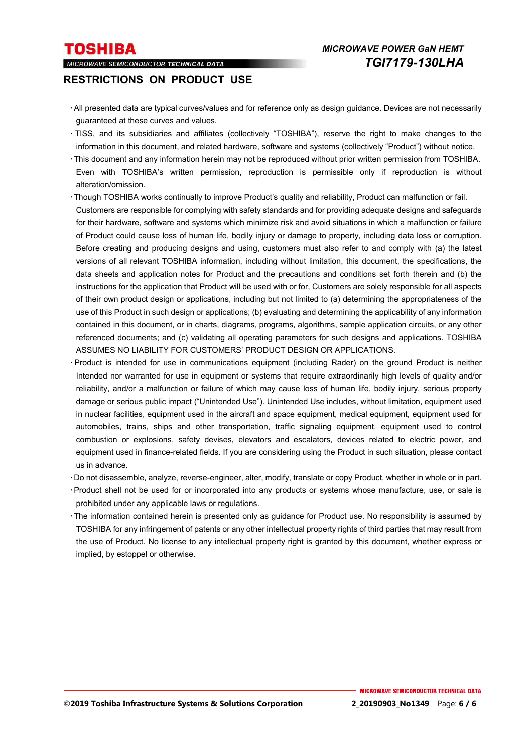## RESTRICTIONS ON PRODUCT USE

- All presented data are typical curves/values and for reference only as design guidance. Devices are not necessarily guaranteed at these curves and values.
- TISS, and its subsidiaries and affiliates (collectively "TOSHIBA"), reserve the right to make changes to the information in this document, and related hardware, software and systems (collectively "Product") without notice.
- This document and any information herein may not be reproduced without prior written permission from TOSHIBA. Even with TOSHIBA's written permission, reproduction is permissible only if reproduction is without alteration/omission.
- Though TOSHIBA works continually to improve Product's quality and reliability, Product can malfunction or fail. Customers are responsible for complying with safety standards and for providing adequate designs and safeguards for their hardware, software and systems which minimize risk and avoid situations in which a malfunction or failure of Product could cause loss of human life, bodily injury or damage to property, including data loss or corruption. Before creating and producing designs and using, customers must also refer to and comply with (a) the latest versions of all relevant TOSHIBA information, including without limitation, this document, the specifications, the data sheets and application notes for Product and the precautions and conditions set forth therein and (b) the instructions for the application that Product will be used with or for, Customers are solely responsible for all aspects of their own product design or applications, including but not limited to (a) determining the appropriateness of the use of this Product in such design or applications; (b) evaluating and determining the applicability of any information contained in this document, or in charts, diagrams, programs, algorithms, sample application circuits, or any other referenced documents; and (c) validating all operating parameters for such designs and applications. TOSHIBA ASSUMES NO LIABILITY FOR CUSTOMERS' PRODUCT DESIGN OR APPLICATIONS.
- Product is intended for use in communications equipment (including Rader) on the ground Product is neither Intended nor warranted for use in equipment or systems that require extraordinarily high levels of quality and/or reliability, and/or a malfunction or failure of which may cause loss of human life, bodily injury, serious property damage or serious public impact ("Unintended Use"). Unintended Use includes, without limitation, equipment used in nuclear facilities, equipment used in the aircraft and space equipment, medical equipment, equipment used for automobiles, trains, ships and other transportation, traffic signaling equipment, equipment used to control combustion or explosions, safety devises, elevators and escalators, devices related to electric power, and equipment used in finance-related fields. If you are considering using the Product in such situation, please contact us in advance.
- Do not disassemble, analyze, reverse-engineer, alter, modify, translate or copy Product, whether in whole or in part.
- Product shell not be used for or incorporated into any products or systems whose manufacture, use, or sale is prohibited under any applicable laws or regulations.
- The information contained herein is presented only as guidance for Product use. No responsibility is assumed by TOSHIBA for any infringement of patents or any other intellectual property rights of third parties that may result from the use of Product. No license to any intellectual property right is granted by this document, whether express or implied, by estoppel or otherwise.